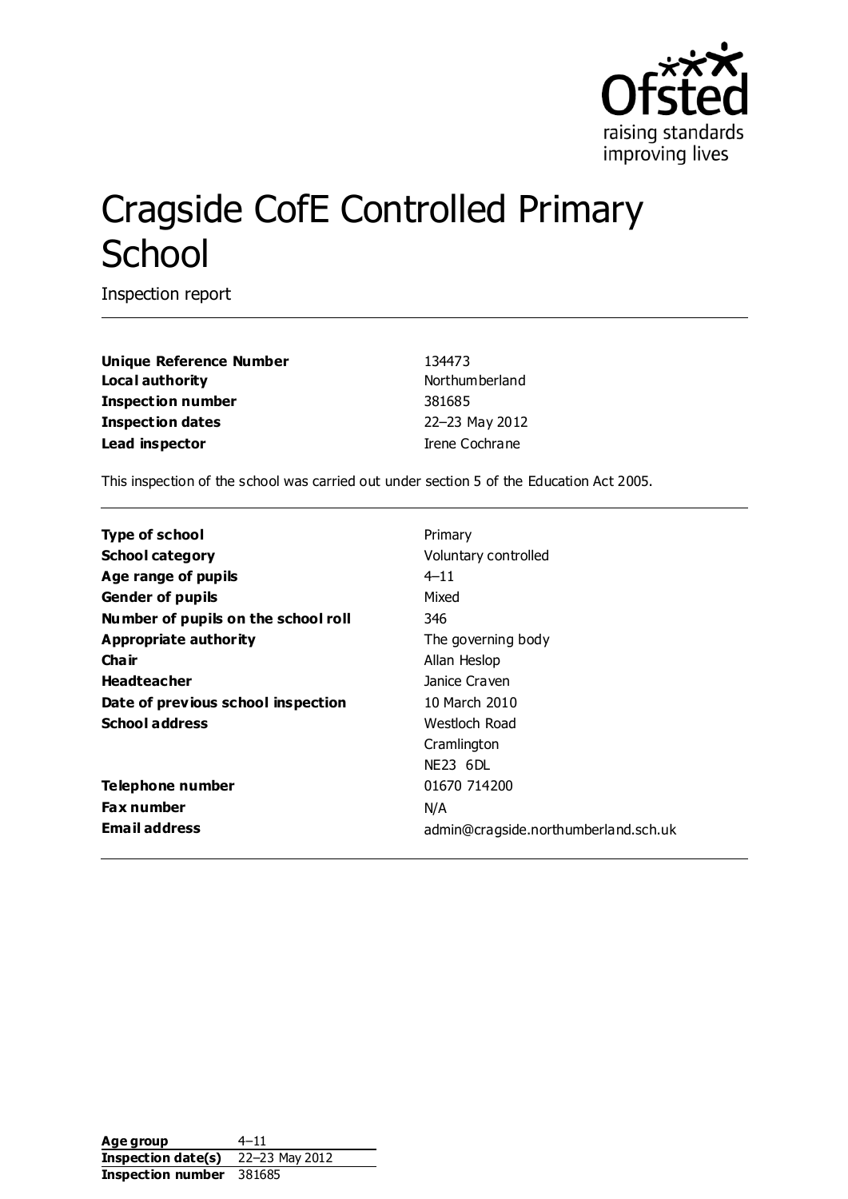# Cragside CofE Controlled Primary School

Inspection report

| | |
|---|---|
| **Unique Reference Number** | 134473 |
| **Local authority** | Northumberland |
| **Inspection number** | 381685 |
| **Inspection dates** | 22–23 May 2012 |
| **Lead inspector** | Irene Cochrane |

This inspection of the school was carried out under section 5 of the Education Act 2005.

| | |
|---|---|
| **Type of school** | Primary |
| **School category** | Voluntary controlled |
| **Age range of pupils** | 4–11 |
| **Gender of pupils** | Mixed |
| **Number of pupils on the school roll** | 346 |
| **Appropriate authority** | The governing body |
| **Chair** | Allan Heslop |
| **Headteacher** | Janice Craven |
| **Date of previous school inspection** | 10 March 2010 |
| **School address** | Westloch Road<br>Cramlington<br>NE23 6DL |
| **Telephone number** | 01670 714200 |
| **Fax number** | N/A |
| **Email address** | admin@cragside.northumberland.sch.uk |

| | |
|---|---|
| **Age group** | 4–11 |
| **Inspection date(s)** | 22–23 May 2012 |
| **Inspection number** | 381685 |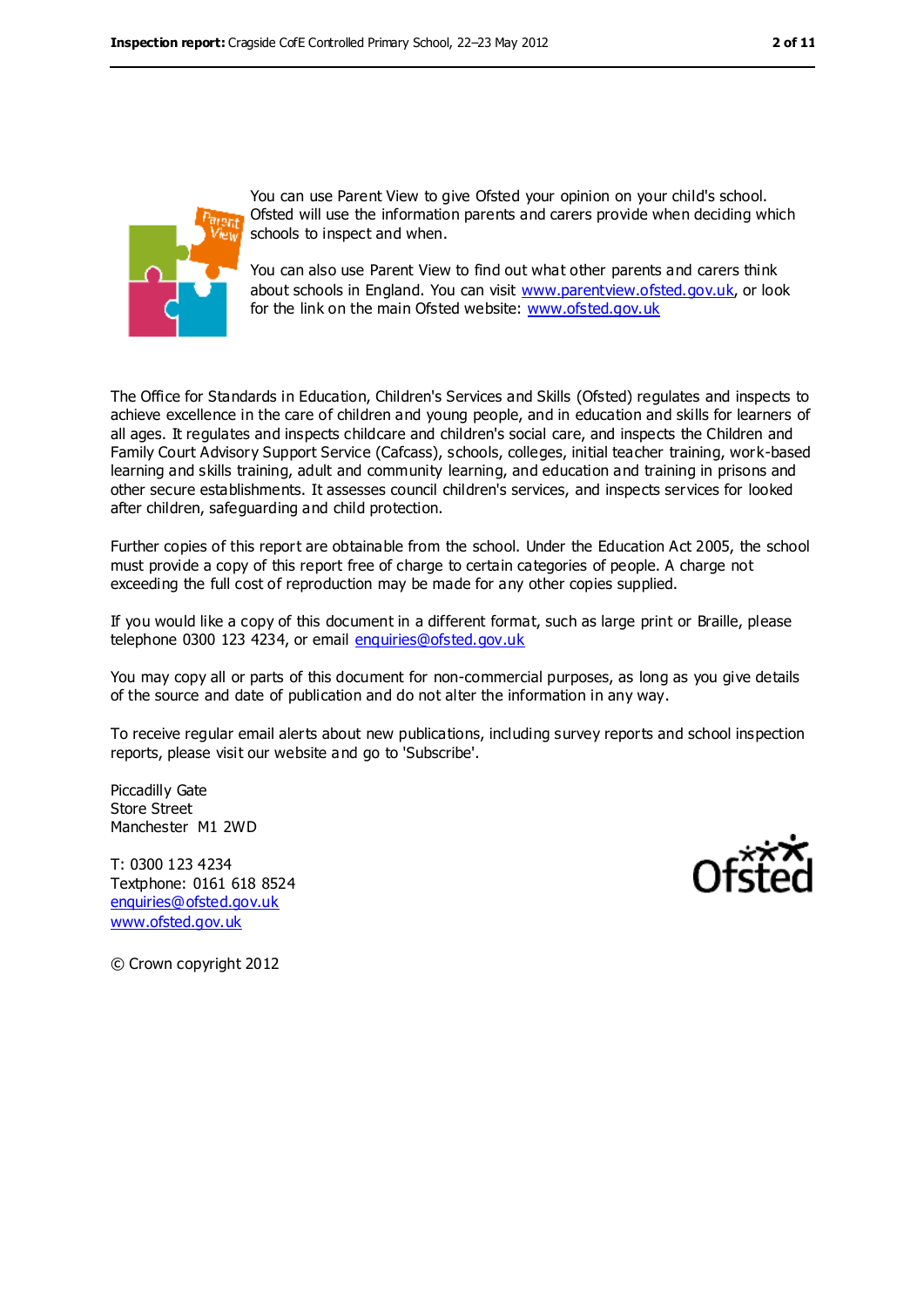You can use Parent View to give Ofsted your opinion on your child's school. Ofsted will use the information parents and carers provide when deciding which schools to inspect and when.

You can also use Parent View to find out what other parents and carers think about schools in England. You can visit www.parentview.ofsted.gov.uk, or look for the link on the main Ofsted website: www.ofsted.gov.uk

The Office for Standards in Education, Children's Services and Skills (Ofsted) regulates and inspects to achieve excellence in the care of children and young people, and in education and skills for learners of all ages. It regulates and inspects childcare and children's social care, and inspects the Children and Family Court Advisory Support Service (Cafcass), schools, colleges, initial teacher training, work-based learning and skills training, adult and community learning, and education and training in prisons and other secure establishments. It assesses council children's services, and inspects services for looked after children, safeguarding and child protection.

Further copies of this report are obtainable from the school. Under the Education Act 2005, the school must provide a copy of this report free of charge to certain categories of people. A charge not exceeding the full cost of reproduction may be made for any other copies supplied.

If you would like a copy of this document in a different format, such as large print or Braille, please telephone 0300 123 4234, or email enquiries@ofsted.gov.uk

You may copy all or parts of this document for non-commercial purposes, as long as you give details of the source and date of publication and do not alter the information in any way.

To receive regular email alerts about new publications, including survey reports and school inspection reports, please visit our website and go to 'Subscribe'.

Piccadilly Gate
Store Street
Manchester M1 2WD

T: 0300 123 4234
Textphone: 0161 618 8524
enquiries@ofsted.gov.uk
www.ofsted.gov.uk

© Crown copyright 2012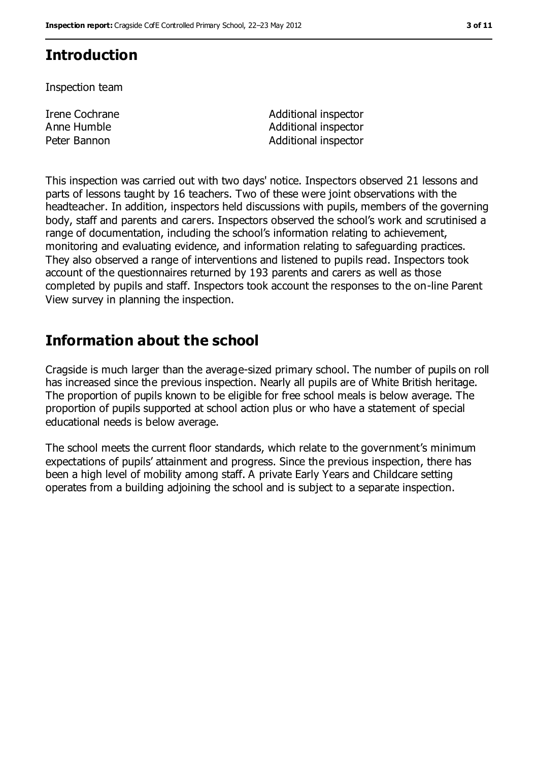## Introduction

Inspection team

| | |
|---|---|
| Irene Cochrane | Additional inspector |
| Anne Humble | Additional inspector |
| Peter Bannon | Additional inspector |

This inspection was carried out with two days' notice. Inspectors observed 21 lessons and parts of lessons taught by 16 teachers. Two of these were joint observations with the headteacher. In addition, inspectors held discussions with pupils, members of the governing body, staff and parents and carers. Inspectors observed the school's work and scrutinised a range of documentation, including the school's information relating to achievement, monitoring and evaluating evidence, and information relating to safeguarding practices. They also observed a range of interventions and listened to pupils read. Inspectors took account of the questionnaires returned by 193 parents and carers as well as those completed by pupils and staff. Inspectors took account the responses to the on-line Parent View survey in planning the inspection.

## Information about the school

Cragside is much larger than the average-sized primary school. The number of pupils on roll has increased since the previous inspection. Nearly all pupils are of White British heritage. The proportion of pupils known to be eligible for free school meals is below average. The proportion of pupils supported at school action plus or who have a statement of special educational needs is below average.

The school meets the current floor standards, which relate to the government's minimum expectations of pupils' attainment and progress. Since the previous inspection, there has been a high level of mobility among staff. A private Early Years and Childcare setting operates from a building adjoining the school and is subject to a separate inspection.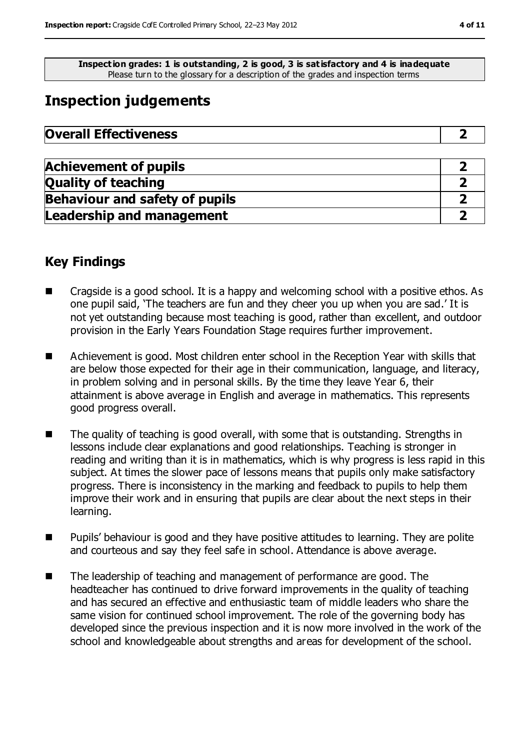**Inspection grades: 1 is outstanding, 2 is good, 3 is satisfactory and 4 is inadequate**
Please turn to the glossary for a description of the grades and inspection terms

## Inspection judgements

| **Overall Effectiveness** | **2** |
|---|---|

| **Achievement of pupils** | **2** |
|---|---|
| **Quality of teaching** | **2** |
| **Behaviour and safety of pupils** | **2** |
| **Leadership and management** | **2** |

### Key Findings

- Cragside is a good school. It is a happy and welcoming school with a positive ethos. As one pupil said, 'The teachers are fun and they cheer you up when you are sad.' It is not yet outstanding because most teaching is good, rather than excellent, and outdoor provision in the Early Years Foundation Stage requires further improvement.
- Achievement is good. Most children enter school in the Reception Year with skills that are below those expected for their age in their communication, language, and literacy, in problem solving and in personal skills. By the time they leave Year 6, their attainment is above average in English and average in mathematics. This represents good progress overall.
- The quality of teaching is good overall, with some that is outstanding. Strengths in lessons include clear explanations and good relationships. Teaching is stronger in reading and writing than it is in mathematics, which is why progress is less rapid in this subject. At times the slower pace of lessons means that pupils only make satisfactory progress. There is inconsistency in the marking and feedback to pupils to help them improve their work and in ensuring that pupils are clear about the next steps in their learning.
- Pupils' behaviour is good and they have positive attitudes to learning. They are polite and courteous and say they feel safe in school. Attendance is above average.
- The leadership of teaching and management of performance are good. The headteacher has continued to drive forward improvements in the quality of teaching and has secured an effective and enthusiastic team of middle leaders who share the same vision for continued school improvement. The role of the governing body has developed since the previous inspection and it is now more involved in the work of the school and knowledgeable about strengths and areas for development of the school.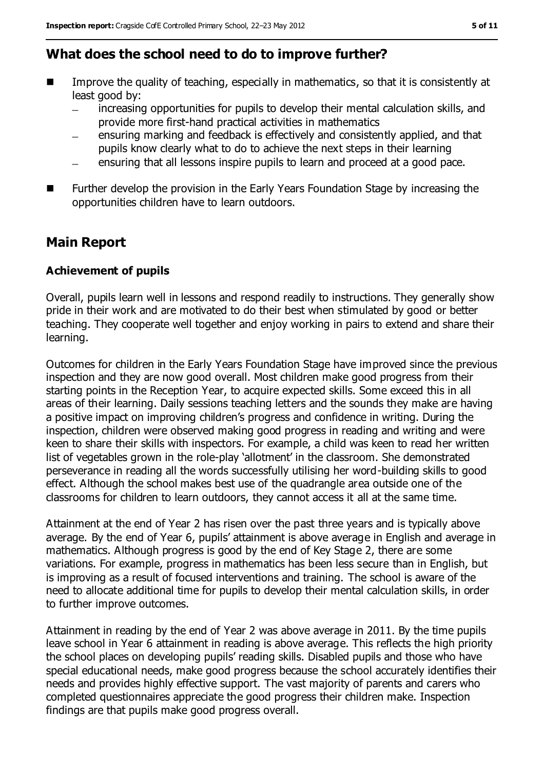## What does the school need to do to improve further?

- Improve the quality of teaching, especially in mathematics, so that it is consistently at least good by:
  - increasing opportunities for pupils to develop their mental calculation skills, and provide more first-hand practical activities in mathematics
  - ensuring marking and feedback is effectively and consistently applied, and that pupils know clearly what to do to achieve the next steps in their learning
  - ensuring that all lessons inspire pupils to learn and proceed at a good pace.
- Further develop the provision in the Early Years Foundation Stage by increasing the opportunities children have to learn outdoors.

## Main Report

### Achievement of pupils

Overall, pupils learn well in lessons and respond readily to instructions. They generally show pride in their work and are motivated to do their best when stimulated by good or better teaching. They cooperate well together and enjoy working in pairs to extend and share their learning.

Outcomes for children in the Early Years Foundation Stage have improved since the previous inspection and they are now good overall. Most children make good progress from their starting points in the Reception Year, to acquire expected skills. Some exceed this in all areas of their learning. Daily sessions teaching letters and the sounds they make are having a positive impact on improving children's progress and confidence in writing. During the inspection, children were observed making good progress in reading and writing and were keen to share their skills with inspectors. For example, a child was keen to read her written list of vegetables grown in the role-play 'allotment' in the classroom. She demonstrated perseverance in reading all the words successfully utilising her word-building skills to good effect. Although the school makes best use of the quadrangle area outside one of the classrooms for children to learn outdoors, they cannot access it all at the same time.

Attainment at the end of Year 2 has risen over the past three years and is typically above average. By the end of Year 6, pupils' attainment is above average in English and average in mathematics. Although progress is good by the end of Key Stage 2, there are some variations. For example, progress in mathematics has been less secure than in English, but is improving as a result of focused interventions and training. The school is aware of the need to allocate additional time for pupils to develop their mental calculation skills, in order to further improve outcomes.

Attainment in reading by the end of Year 2 was above average in 2011. By the time pupils leave school in Year 6 attainment in reading is above average. This reflects the high priority the school places on developing pupils' reading skills. Disabled pupils and those who have special educational needs, make good progress because the school accurately identifies their needs and provides highly effective support. The vast majority of parents and carers who completed questionnaires appreciate the good progress their children make. Inspection findings are that pupils make good progress overall.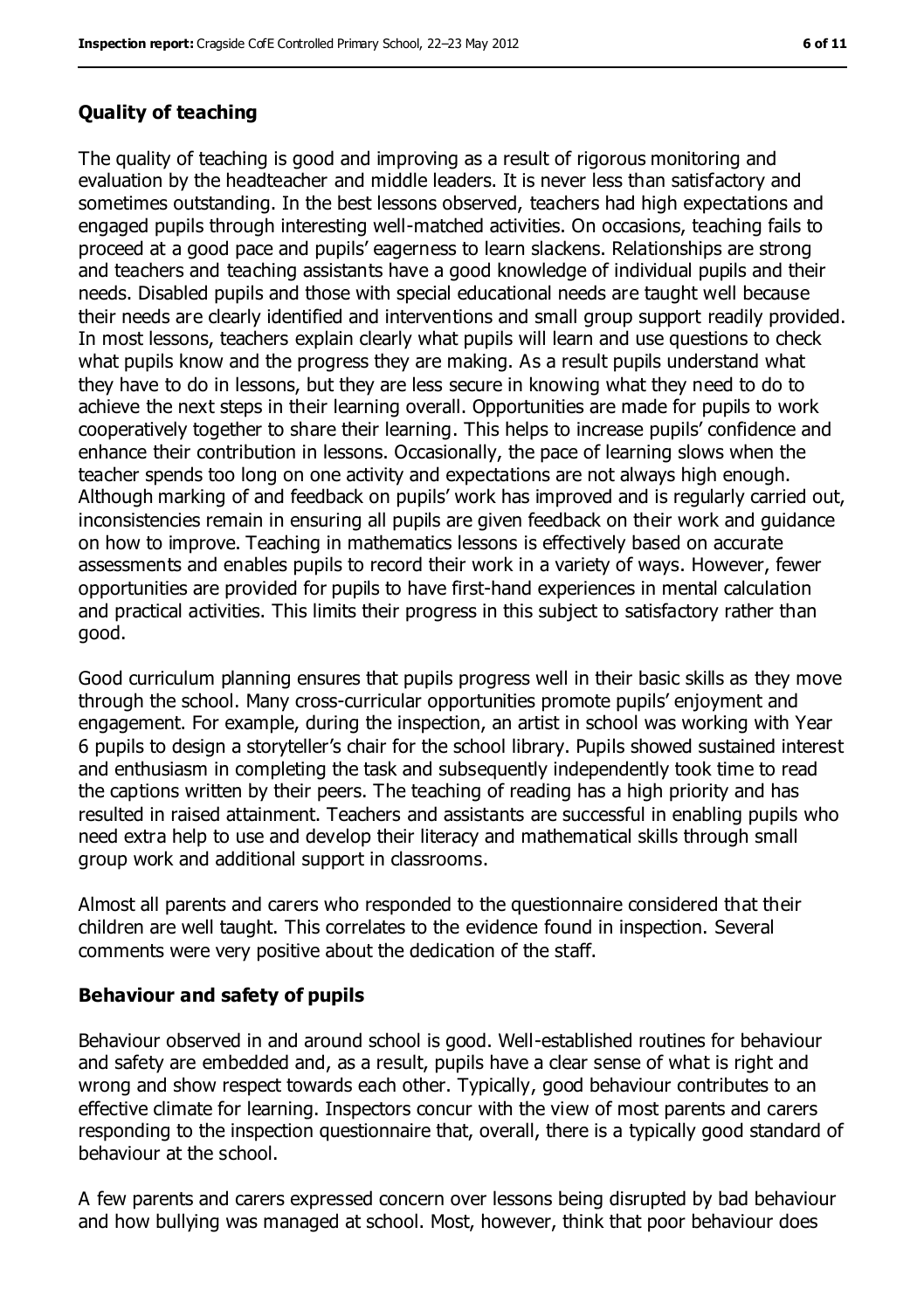## Quality of teaching

The quality of teaching is good and improving as a result of rigorous monitoring and evaluation by the headteacher and middle leaders. It is never less than satisfactory and sometimes outstanding. In the best lessons observed, teachers had high expectations and engaged pupils through interesting well-matched activities. On occasions, teaching fails to proceed at a good pace and pupils' eagerness to learn slackens. Relationships are strong and teachers and teaching assistants have a good knowledge of individual pupils and their needs. Disabled pupils and those with special educational needs are taught well because their needs are clearly identified and interventions and small group support readily provided. In most lessons, teachers explain clearly what pupils will learn and use questions to check what pupils know and the progress they are making. As a result pupils understand what they have to do in lessons, but they are less secure in knowing what they need to do to achieve the next steps in their learning overall. Opportunities are made for pupils to work cooperatively together to share their learning. This helps to increase pupils' confidence and enhance their contribution in lessons. Occasionally, the pace of learning slows when the teacher spends too long on one activity and expectations are not always high enough. Although marking of and feedback on pupils' work has improved and is regularly carried out, inconsistencies remain in ensuring all pupils are given feedback on their work and guidance on how to improve. Teaching in mathematics lessons is effectively based on accurate assessments and enables pupils to record their work in a variety of ways. However, fewer opportunities are provided for pupils to have first-hand experiences in mental calculation and practical activities. This limits their progress in this subject to satisfactory rather than good.

Good curriculum planning ensures that pupils progress well in their basic skills as they move through the school. Many cross-curricular opportunities promote pupils' enjoyment and engagement. For example, during the inspection, an artist in school was working with Year 6 pupils to design a storyteller's chair for the school library. Pupils showed sustained interest and enthusiasm in completing the task and subsequently independently took time to read the captions written by their peers. The teaching of reading has a high priority and has resulted in raised attainment. Teachers and assistants are successful in enabling pupils who need extra help to use and develop their literacy and mathematical skills through small group work and additional support in classrooms.

Almost all parents and carers who responded to the questionnaire considered that their children are well taught. This correlates to the evidence found in inspection. Several comments were very positive about the dedication of the staff.

## Behaviour and safety of pupils

Behaviour observed in and around school is good. Well-established routines for behaviour and safety are embedded and, as a result, pupils have a clear sense of what is right and wrong and show respect towards each other. Typically, good behaviour contributes to an effective climate for learning. Inspectors concur with the view of most parents and carers responding to the inspection questionnaire that, overall, there is a typically good standard of behaviour at the school.

A few parents and carers expressed concern over lessons being disrupted by bad behaviour and how bullying was managed at school. Most, however, think that poor behaviour does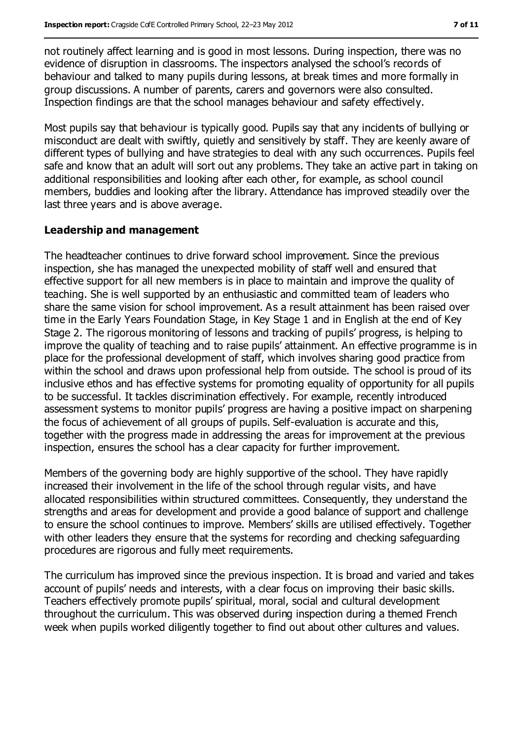not routinely affect learning and is good in most lessons. During inspection, there was no evidence of disruption in classrooms. The inspectors analysed the school's records of behaviour and talked to many pupils during lessons, at break times and more formally in group discussions. A number of parents, carers and governors were also consulted. Inspection findings are that the school manages behaviour and safety effectively.

Most pupils say that behaviour is typically good. Pupils say that any incidents of bullying or misconduct are dealt with swiftly, quietly and sensitively by staff. They are keenly aware of different types of bullying and have strategies to deal with any such occurrences. Pupils feel safe and know that an adult will sort out any problems. They take an active part in taking on additional responsibilities and looking after each other, for example, as school council members, buddies and looking after the library. Attendance has improved steadily over the last three years and is above average.

## Leadership and management

The headteacher continues to drive forward school improvement. Since the previous inspection, she has managed the unexpected mobility of staff well and ensured that effective support for all new members is in place to maintain and improve the quality of teaching. She is well supported by an enthusiastic and committed team of leaders who share the same vision for school improvement. As a result attainment has been raised over time in the Early Years Foundation Stage, in Key Stage 1 and in English at the end of Key Stage 2. The rigorous monitoring of lessons and tracking of pupils' progress, is helping to improve the quality of teaching and to raise pupils' attainment. An effective programme is in place for the professional development of staff, which involves sharing good practice from within the school and draws upon professional help from outside. The school is proud of its inclusive ethos and has effective systems for promoting equality of opportunity for all pupils to be successful. It tackles discrimination effectively. For example, recently introduced assessment systems to monitor pupils' progress are having a positive impact on sharpening the focus of achievement of all groups of pupils. Self-evaluation is accurate and this, together with the progress made in addressing the areas for improvement at the previous inspection, ensures the school has a clear capacity for further improvement.

Members of the governing body are highly supportive of the school. They have rapidly increased their involvement in the life of the school through regular visits, and have allocated responsibilities within structured committees. Consequently, they understand the strengths and areas for development and provide a good balance of support and challenge to ensure the school continues to improve. Members' skills are utilised effectively. Together with other leaders they ensure that the systems for recording and checking safeguarding procedures are rigorous and fully meet requirements.

The curriculum has improved since the previous inspection. It is broad and varied and takes account of pupils' needs and interests, with a clear focus on improving their basic skills. Teachers effectively promote pupils' spiritual, moral, social and cultural development throughout the curriculum. This was observed during inspection during a themed French week when pupils worked diligently together to find out about other cultures and values.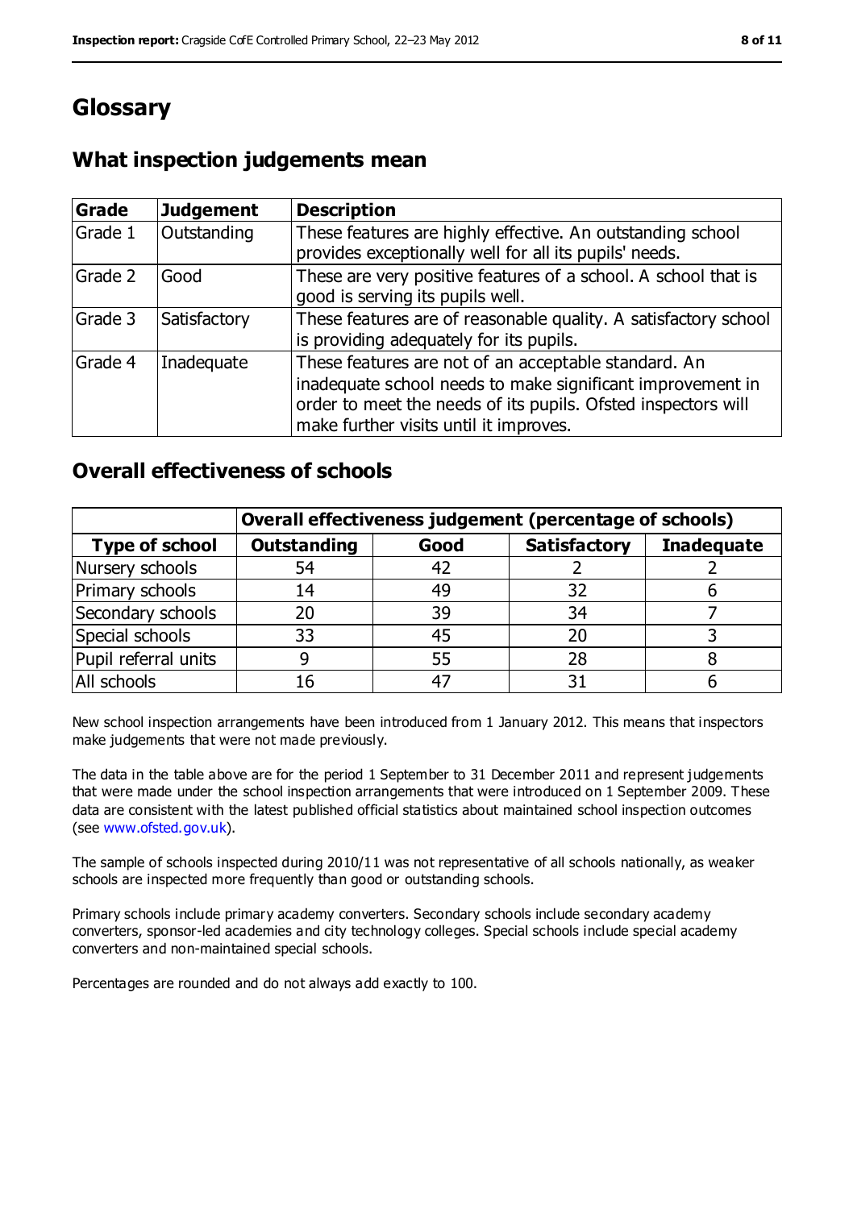# Glossary

## What inspection judgements mean

| Grade | Judgement | Description |
|---|---|---|
| Grade 1 | Outstanding | These features are highly effective. An outstanding school provides exceptionally well for all its pupils' needs. |
| Grade 2 | Good | These are very positive features of a school. A school that is good is serving its pupils well. |
| Grade 3 | Satisfactory | These features are of reasonable quality. A satisfactory school is providing adequately for its pupils. |
| Grade 4 | Inadequate | These features are not of an acceptable standard. An inadequate school needs to make significant improvement in order to meet the needs of its pupils. Ofsted inspectors will make further visits until it improves. |

## Overall effectiveness of schools

| | Overall effectiveness judgement (percentage of schools) | | | |
|---|---|---|---|---|
| **Type of school** | **Outstanding** | **Good** | **Satisfactory** | **Inadequate** |
| Nursery schools | 54 | 42 | 2 | 2 |
| Primary schools | 14 | 49 | 32 | 6 |
| Secondary schools | 20 | 39 | 34 | 7 |
| Special schools | 33 | 45 | 20 | 3 |
| Pupil referral units | 9 | 55 | 28 | 8 |
| All schools | 16 | 47 | 31 | 6 |

New school inspection arrangements have been introduced from 1 January 2012. This means that inspectors make judgements that were not made previously.

The data in the table above are for the period 1 September to 31 December 2011 and represent judgements that were made under the school inspection arrangements that were introduced on 1 September 2009. These data are consistent with the latest published official statistics about maintained school inspection outcomes (see www.ofsted.gov.uk).

The sample of schools inspected during 2010/11 was not representative of all schools nationally, as weaker schools are inspected more frequently than good or outstanding schools.

Primary schools include primary academy converters. Secondary schools include secondary academy converters, sponsor-led academies and city technology colleges. Special schools include special academy converters and non-maintained special schools.

Percentages are rounded and do not always add exactly to 100.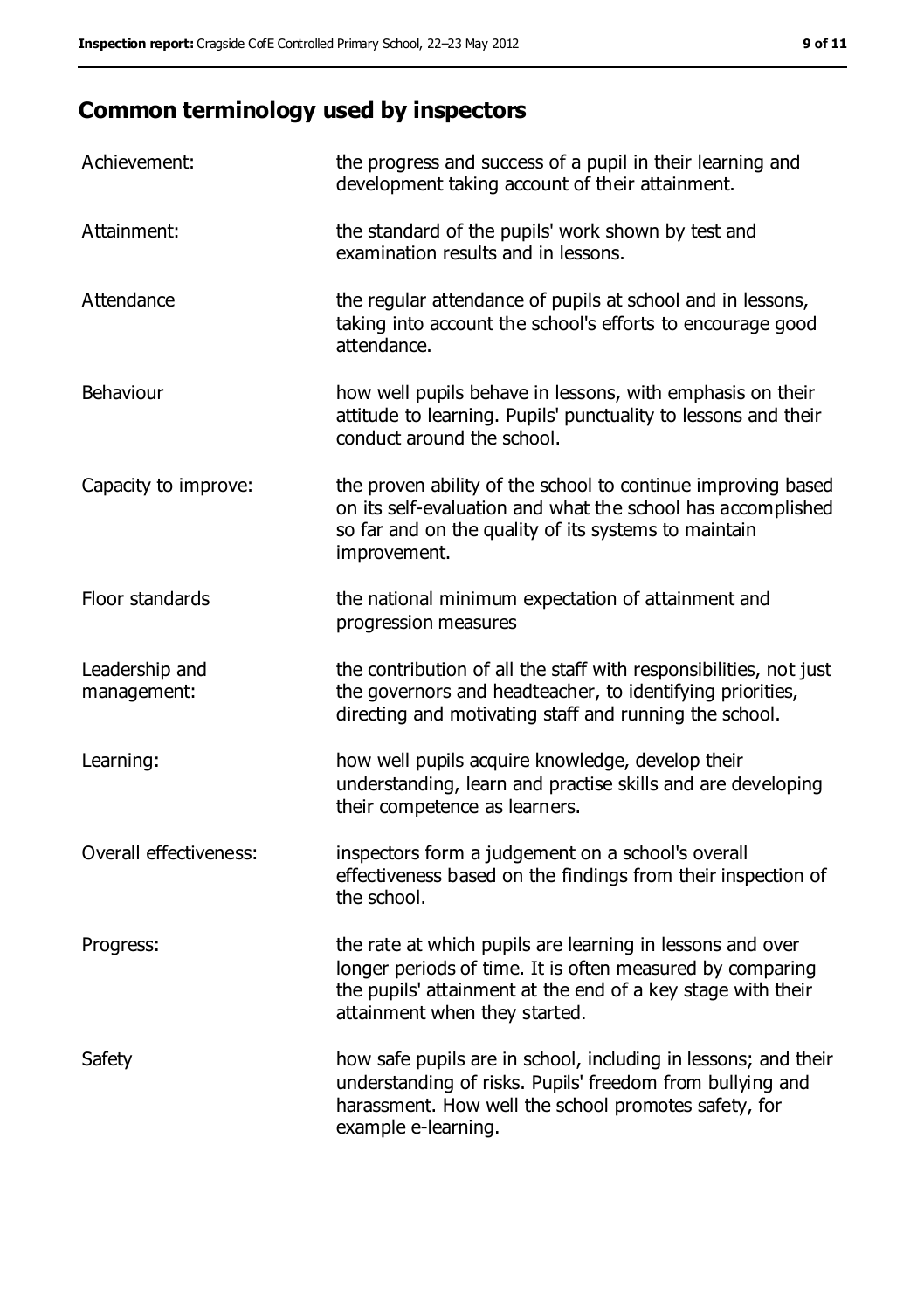## Common terminology used by inspectors

| | |
|---|---|
| Achievement: | the progress and success of a pupil in their learning and development taking account of their attainment. |
| Attainment: | the standard of the pupils' work shown by test and examination results and in lessons. |
| Attendance | the regular attendance of pupils at school and in lessons, taking into account the school's efforts to encourage good attendance. |
| Behaviour | how well pupils behave in lessons, with emphasis on their attitude to learning. Pupils' punctuality to lessons and their conduct around the school. |
| Capacity to improve: | the proven ability of the school to continue improving based on its self-evaluation and what the school has accomplished so far and on the quality of its systems to maintain improvement. |
| Floor standards | the national minimum expectation of attainment and progression measures |
| Leadership and management: | the contribution of all the staff with responsibilities, not just the governors and headteacher, to identifying priorities, directing and motivating staff and running the school. |
| Learning: | how well pupils acquire knowledge, develop their understanding, learn and practise skills and are developing their competence as learners. |
| Overall effectiveness: | inspectors form a judgement on a school's overall effectiveness based on the findings from their inspection of the school. |
| Progress: | the rate at which pupils are learning in lessons and over longer periods of time. It is often measured by comparing the pupils' attainment at the end of a key stage with their attainment when they started. |
| Safety | how safe pupils are in school, including in lessons; and their understanding of risks. Pupils' freedom from bullying and harassment. How well the school promotes safety, for example e-learning. |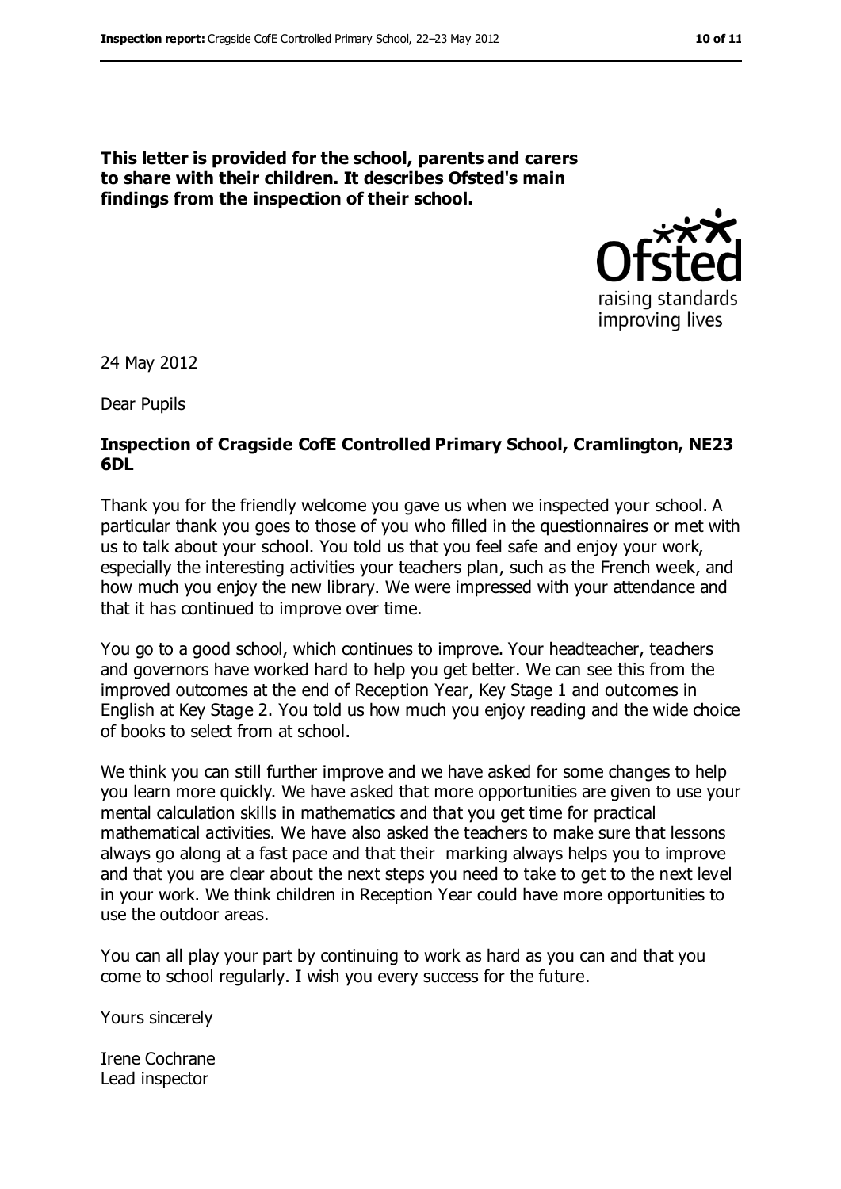**This letter is provided for the school, parents and carers to share with their children. It describes Ofsted's main findings from the inspection of their school.**

24 May 2012

Dear Pupils

**Inspection of Cragside CofE Controlled Primary School, Cramlington, NE23 6DL**

Thank you for the friendly welcome you gave us when we inspected your school. A particular thank you goes to those of you who filled in the questionnaires or met with us to talk about your school. You told us that you feel safe and enjoy your work, especially the interesting activities your teachers plan, such as the French week, and how much you enjoy the new library. We were impressed with your attendance and that it has continued to improve over time.

You go to a good school, which continues to improve. Your headteacher, teachers and governors have worked hard to help you get better. We can see this from the improved outcomes at the end of Reception Year, Key Stage 1 and outcomes in English at Key Stage 2. You told us how much you enjoy reading and the wide choice of books to select from at school.

We think you can still further improve and we have asked for some changes to help you learn more quickly. We have asked that more opportunities are given to use your mental calculation skills in mathematics and that you get time for practical mathematical activities. We have also asked the teachers to make sure that lessons always go along at a fast pace and that their marking always helps you to improve and that you are clear about the next steps you need to take to get to the next level in your work. We think children in Reception Year could have more opportunities to use the outdoor areas.

You can all play your part by continuing to work as hard as you can and that you come to school regularly. I wish you every success for the future.

Yours sincerely

Irene Cochrane
Lead inspector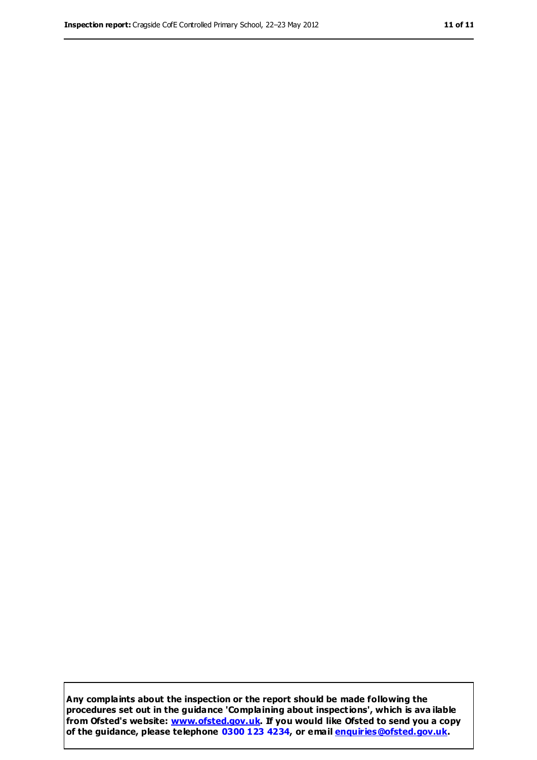**Any complaints about the inspection or the report should be made following the procedures set out in the guidance 'Complaining about inspections', which is available from Ofsted's website: www.ofsted.gov.uk. If you would like Ofsted to send you a copy of the guidance, please telephone 0300 123 4234, or email enquiries@ofsted.gov.uk.**